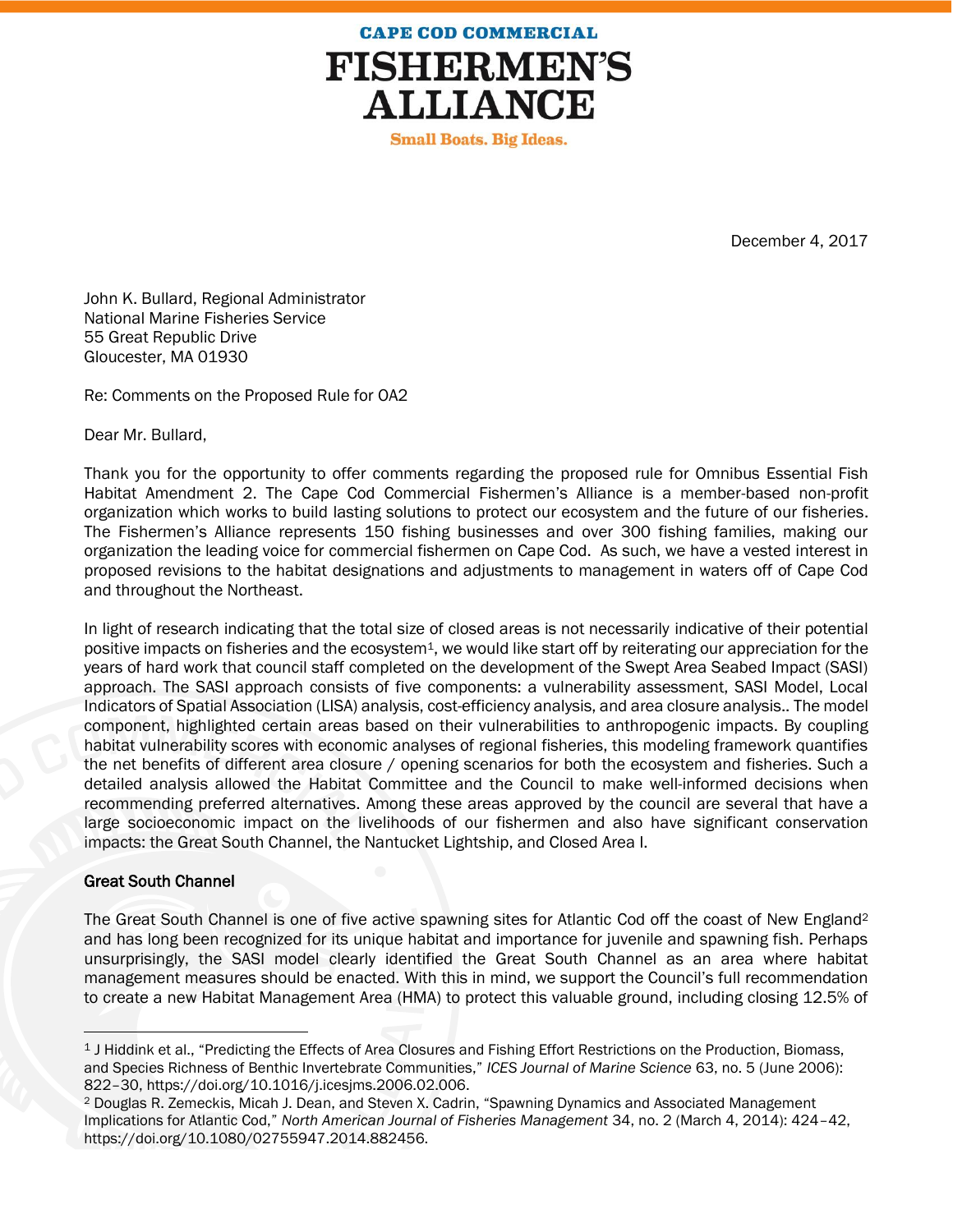CAPE COD COMMERCIAL
**FISHERMEN'S ALLIANCE**
Small Boats. Big Ideas.

December 4, 2017

John K. Bullard, Regional Administrator
National Marine Fisheries Service
55 Great Republic Drive
Gloucester, MA 01930

Re: Comments on the Proposed Rule for OA2

Dear Mr. Bullard,

Thank you for the opportunity to offer comments regarding the proposed rule for Omnibus Essential Fish Habitat Amendment 2. The Cape Cod Commercial Fishermen's Alliance is a member-based non-profit organization which works to build lasting solutions to protect our ecosystem and the future of our fisheries. The Fishermen's Alliance represents 150 fishing businesses and over 300 fishing families, making our organization the leading voice for commercial fishermen on Cape Cod. As such, we have a vested interest in proposed revisions to the habitat designations and adjustments to management in waters off of Cape Cod and throughout the Northeast.

In light of research indicating that the total size of closed areas is not necessarily indicative of their potential positive impacts on fisheries and the ecosystem[1], we would like start off by reiterating our appreciation for the years of hard work that council staff completed on the development of the Swept Area Seabed Impact (SASI) approach. The SASI approach consists of five components: a vulnerability assessment, SASI Model, Local Indicators of Spatial Association (LISA) analysis, cost-efficiency analysis, and area closure analysis.. The model component, highlighted certain areas based on their vulnerabilities to anthropogenic impacts. By coupling habitat vulnerability scores with economic analyses of regional fisheries, this modeling framework quantifies the net benefits of different area closure / opening scenarios for both the ecosystem and fisheries. Such a detailed analysis allowed the Habitat Committee and the Council to make well-informed decisions when recommending preferred alternatives. Among these areas approved by the council are several that have a large socioeconomic impact on the livelihoods of our fishermen and also have significant conservation impacts: the Great South Channel, the Nantucket Lightship, and Closed Area I.

### Great South Channel

The Great South Channel is one of five active spawning sites for Atlantic Cod off the coast of New England[2] and has long been recognized for its unique habitat and importance for juvenile and spawning fish. Perhaps unsurprisingly, the SASI model clearly identified the Great South Channel as an area where habitat management measures should be enacted. With this in mind, we support the Council's full recommendation to create a new Habitat Management Area (HMA) to protect this valuable ground, including closing 12.5% of

---

[1] J Hiddink et al., "Predicting the Effects of Area Closures and Fishing Effort Restrictions on the Production, Biomass, and Species Richness of Benthic Invertebrate Communities," *ICES Journal of Marine Science* 63, no. 5 (June 2006): 822–30, https://doi.org/10.1016/j.icesjms.2006.02.006.

[2] Douglas R. Zemeckis, Micah J. Dean, and Steven X. Cadrin, "Spawning Dynamics and Associated Management Implications for Atlantic Cod," *North American Journal of Fisheries Management* 34, no. 2 (March 4, 2014): 424–42, https://doi.org/10.1080/02755947.2014.882456.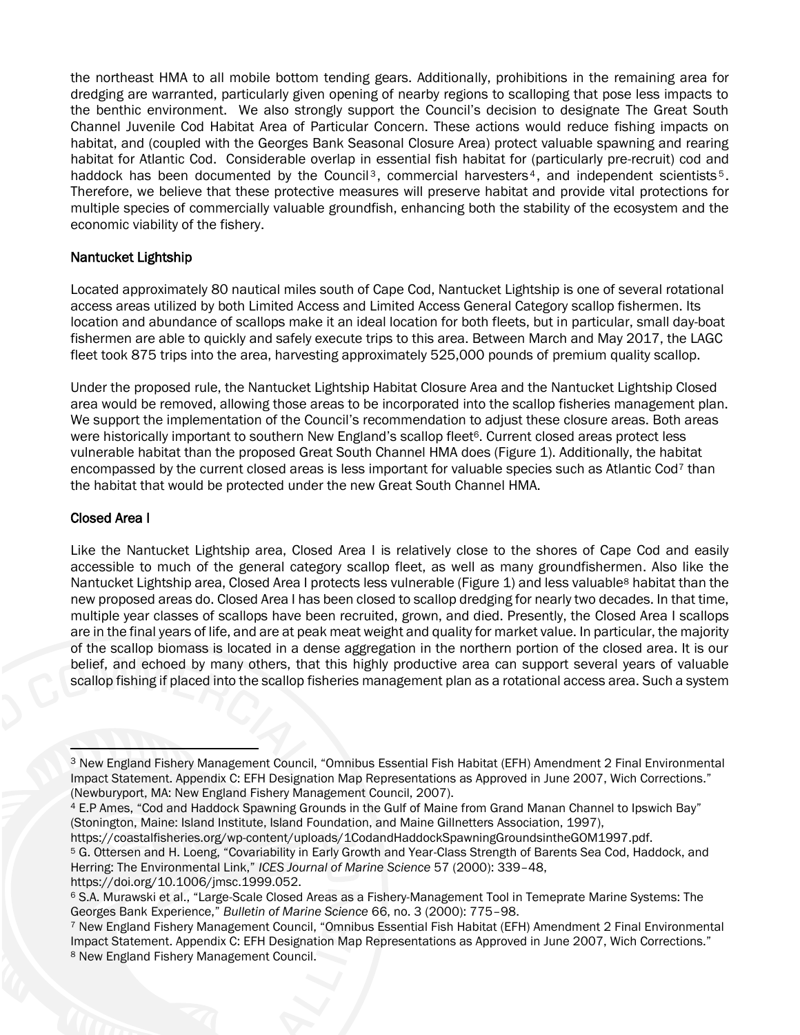the northeast HMA to all mobile bottom tending gears. Additionally, prohibitions in the remaining area for dredging are warranted, particularly given opening of nearby regions to scalloping that pose less impacts to the benthic environment. We also strongly support the Council's decision to designate The Great South Channel Juvenile Cod Habitat Area of Particular Concern. These actions would reduce fishing impacts on habitat, and (coupled with the Georges Bank Seasonal Closure Area) protect valuable spawning and rearing habitat for Atlantic Cod. Considerable overlap in essential fish habitat for (particularly pre-recruit) cod and haddock has been documented by the Council[3], commercial harvesters[4], and independent scientists[5]. Therefore, we believe that these protective measures will preserve habitat and provide vital protections for multiple species of commercially valuable groundfish, enhancing both the stability of the ecosystem and the economic viability of the fishery.

## Nantucket Lightship

Located approximately 80 nautical miles south of Cape Cod, Nantucket Lightship is one of several rotational access areas utilized by both Limited Access and Limited Access General Category scallop fishermen. Its location and abundance of scallops make it an ideal location for both fleets, but in particular, small day-boat fishermen are able to quickly and safely execute trips to this area. Between March and May 2017, the LAGC fleet took 875 trips into the area, harvesting approximately 525,000 pounds of premium quality scallop.

Under the proposed rule, the Nantucket Lightship Habitat Closure Area and the Nantucket Lightship Closed area would be removed, allowing those areas to be incorporated into the scallop fisheries management plan. We support the implementation of the Council's recommendation to adjust these closure areas. Both areas were historically important to southern New England's scallop fleet[6]. Current closed areas protect less vulnerable habitat than the proposed Great South Channel HMA does (Figure 1). Additionally, the habitat encompassed by the current closed areas is less important for valuable species such as Atlantic Cod[7] than the habitat that would be protected under the new Great South Channel HMA.

## Closed Area I

Like the Nantucket Lightship area, Closed Area I is relatively close to the shores of Cape Cod and easily accessible to much of the general category scallop fleet, as well as many groundfishermen. Also like the Nantucket Lightship area, Closed Area I protects less vulnerable (Figure 1) and less valuable[8] habitat than the new proposed areas do. Closed Area I has been closed to scallop dredging for nearly two decades. In that time, multiple year classes of scallops have been recruited, grown, and died. Presently, the Closed Area I scallops are in the final years of life, and are at peak meat weight and quality for market value. In particular, the majority of the scallop biomass is located in a dense aggregation in the northern portion of the closed area. It is our belief, and echoed by many others, that this highly productive area can support several years of valuable scallop fishing if placed into the scallop fisheries management plan as a rotational access area. Such a system

---

[3] New England Fishery Management Council, "Omnibus Essential Fish Habitat (EFH) Amendment 2 Final Environmental Impact Statement. Appendix C: EFH Designation Map Representations as Approved in June 2007, Wich Corrections." (Newburyport, MA: New England Fishery Management Council, 2007).

[4] E.P Ames, "Cod and Haddock Spawning Grounds in the Gulf of Maine from Grand Manan Channel to Ipswich Bay" (Stonington, Maine: Island Institute, Island Foundation, and Maine Gillnetters Association, 1997), https://coastalfisheries.org/wp-content/uploads/1CodandHaddockSpawningGroundsintheGOM1997.pdf.

[5] G. Ottersen and H. Loeng, "Covariability in Early Growth and Year-Class Strength of Barents Sea Cod, Haddock, and Herring: The Environmental Link," *ICES Journal of Marine Science* 57 (2000): 339–48, https://doi.org/10.1006/jmsc.1999.052.

[6] S.A. Murawski et al., "Large-Scale Closed Areas as a Fishery-Management Tool in Temeprate Marine Systems: The Georges Bank Experience," *Bulletin of Marine Science* 66, no. 3 (2000): 775–98.

[7] New England Fishery Management Council, "Omnibus Essential Fish Habitat (EFH) Amendment 2 Final Environmental Impact Statement. Appendix C: EFH Designation Map Representations as Approved in June 2007, Wich Corrections."

[8] New England Fishery Management Council.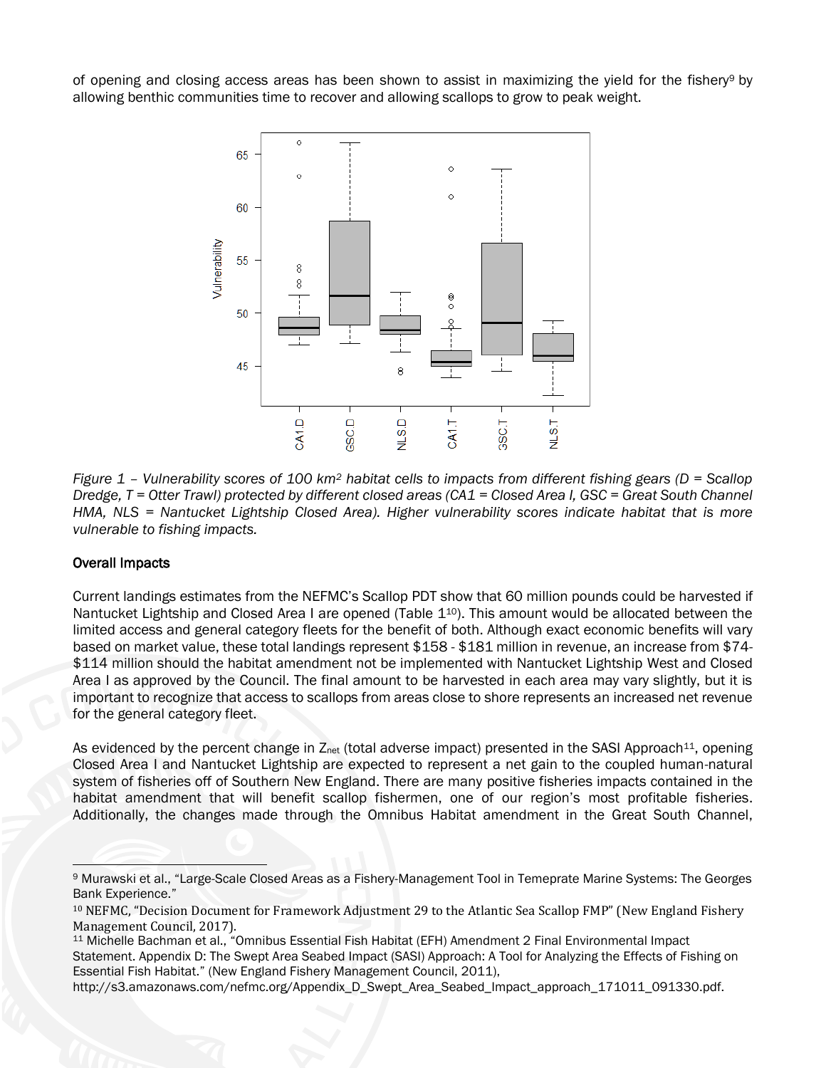of opening and closing access areas has been shown to assist in maximizing the yield for the fishery[9] by allowing benthic communities time to recover and allowing scallops to grow to peak weight.

*Figure 1 – Vulnerability scores of 100 km[2] habitat cells to impacts from different fishing gears (D = Scallop Dredge, T = Otter Trawl) protected by different closed areas (CA1 = Closed Area I, GSC = Great South Channel HMA, NLS = Nantucket Lightship Closed Area). Higher vulnerability scores indicate habitat that is more vulnerable to fishing impacts.*

## Overall Impacts

Current landings estimates from the NEFMC's Scallop PDT show that 60 million pounds could be harvested if Nantucket Lightship and Closed Area I are opened (Table 1[10]). This amount would be allocated between the limited access and general category fleets for the benefit of both. Although exact economic benefits will vary based on market value, these total landings represent \$158 - \$181 million in revenue, an increase from \$74-\$114 million should the habitat amendment not be implemented with Nantucket Lightship West and Closed Area I as approved by the Council. The final amount to be harvested in each area may vary slightly, but it is important to recognize that access to scallops from areas close to shore represents an increased net revenue for the general category fleet.

As evidenced by the percent change in $Z_{net}$ (total adverse impact) presented in the SASI Approach[11], opening Closed Area I and Nantucket Lightship are expected to represent a net gain to the coupled human-natural system of fisheries off of Southern New England. There are many positive fisheries impacts contained in the habitat amendment that will benefit scallop fishermen, one of our region's most profitable fisheries. Additionally, the changes made through the Omnibus Habitat amendment in the Great South Channel,

---

[9] Murawski et al., "Large-Scale Closed Areas as a Fishery-Management Tool in Temeprate Marine Systems: The Georges Bank Experience."

[10] NEFMC, "Decision Document for Framework Adjustment 29 to the Atlantic Sea Scallop FMP" (New England Fishery Management Council, 2017).

[11] Michelle Bachman et al., "Omnibus Essential Fish Habitat (EFH) Amendment 2 Final Environmental Impact Statement. Appendix D: The Swept Area Seabed Impact (SASI) Approach: A Tool for Analyzing the Effects of Fishing on Essential Fish Habitat." (New England Fishery Management Council, 2011), http://s3.amazonaws.com/nefmc.org/Appendix_D_Swept_Area_Seabed_Impact_approach_171011_091330.pdf.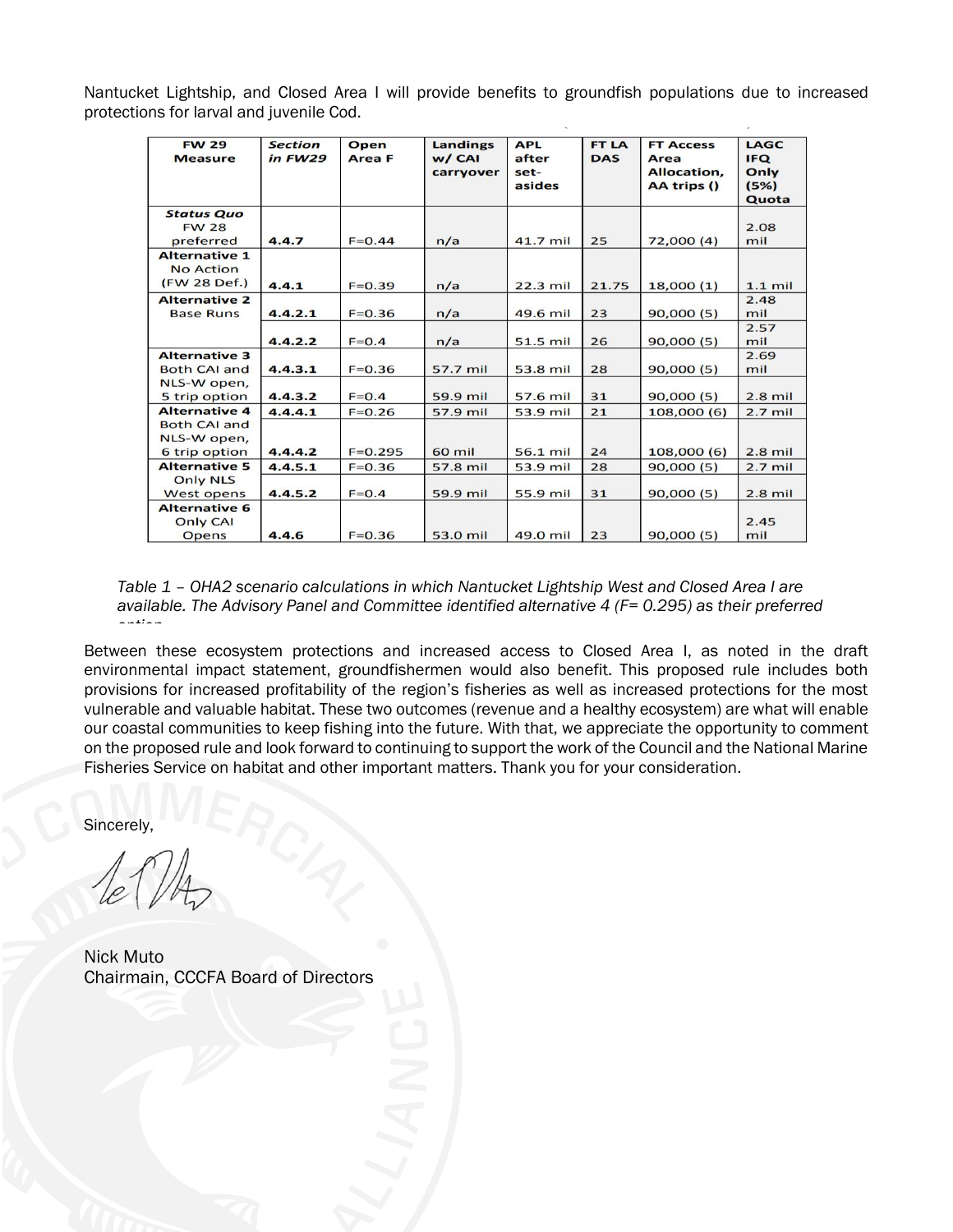Nantucket Lightship, and Closed Area I will provide benefits to groundfish populations due to increased protections for larval and juvenile Cod.

| FW 29 Measure | Section in FW29 | Open Area F | Landings w/ CAI carryover | APL after set-asides | FT LA DAS | FT Access Area Allocation, AA trips () | LAGC IFQ Only (5%) Quota |
|---|---|---|---|---|---|---|---|
| **Status Quo** FW 28 preferred | 4.4.7 | F=0.44 | n/a | 41.7 mil | 25 | 72,000 (4) | 2.08 mil |
| **Alternative 1** No Action (FW 28 Def.) | 4.4.1 | F=0.39 | n/a | 22.3 mil | 21.75 | 18,000 (1) | 1.1 mil |
| **Alternative 2** Base Runs | 4.4.2.1 | F=0.36 | n/a | 49.6 mil | 23 | 90,000 (5) | 2.48 mil |
| | 4.4.2.2 | F=0.4 | n/a | 51.5 mil | 26 | 90,000 (5) | 2.57 mil |
| **Alternative 3** Both CAI and NLS-W open, 5 trip option | 4.4.3.1 | F=0.36 | 57.7 mil | 53.8 mil | 28 | 90,000 (5) | 2.69 mil |
| | 4.4.3.2 | F=0.4 | 59.9 mil | 57.6 mil | 31 | 90,000 (5) | 2.8 mil |
| **Alternative 4** Both CAI and NLS-W open, 6 trip option | 4.4.4.1 | F=0.26 | 57.9 mil | 53.9 mil | 21 | 108,000 (6) | 2.7 mil |
| | 4.4.4.2 | F=0.295 | 60 mil | 56.1 mil | 24 | 108,000 (6) | 2.8 mil |
| **Alternative 5** Only NLS West opens | 4.4.5.1 | F=0.36 | 57.8 mil | 53.9 mil | 28 | 90,000 (5) | 2.7 mil |
| | 4.4.5.2 | F=0.4 | 59.9 mil | 55.9 mil | 31 | 90,000 (5) | 2.8 mil |
| **Alternative 6** Only CAI Opens | 4.4.6 | F=0.36 | 53.0 mil | 49.0 mil | 23 | 90,000 (5) | 2.45 mil |

*Table 1 – OHA2 scenario calculations in which Nantucket Lightship West and Closed Area I are available. The Advisory Panel and Committee identified alternative 4 (F= 0.295) as their preferred option*

Between these ecosystem protections and increased access to Closed Area I, as noted in the draft environmental impact statement, groundfishermen would also benefit. This proposed rule includes both provisions for increased profitability of the region's fisheries as well as increased protections for the most vulnerable and valuable habitat. These two outcomes (revenue and a healthy ecosystem) are what will enable our coastal communities to keep fishing into the future. With that, we appreciate the opportunity to comment on the proposed rule and look forward to continuing to support the work of the Council and the National Marine Fisheries Service on habitat and other important matters. Thank you for your consideration.

Sincerely,

Nick Muto
Chairmain, CCCFA Board of Directors